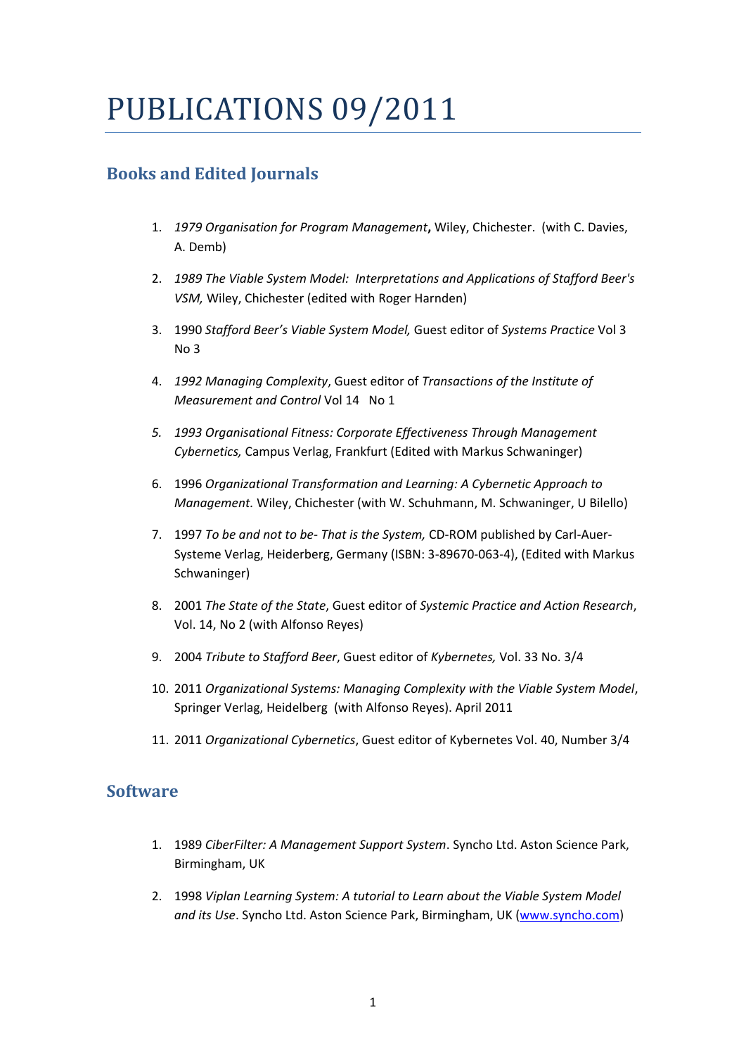# PUBLICATIONS 09/2011

## Books and Edited Journals

1. *1979 Organisation for Program Management***,** Wiley, Chichester. (with C. Davies, A. Demb)

2. *1989 The Viable System Model: Interpretations and Applications of Stafford Beer's VSM,* Wiley, Chichester (edited with Roger Harnden)

3. 1990 *Stafford Beer's Viable System Model,* Guest editor of *Systems Practice* Vol 3 No 3

4. *1992 Managing Complexity*, Guest editor of *Transactions of the Institute of Measurement and Control* Vol 14 No 1

5. *1993 Organisational Fitness: Corporate Effectiveness Through Management Cybernetics,* Campus Verlag, Frankfurt (Edited with Markus Schwaninger)

6. 1996 *Organizational Transformation and Learning: A Cybernetic Approach to Management.* Wiley, Chichester (with W. Schuhmann, M. Schwaninger, U Bilello)

7. 1997 *To be and not to be- That is the System,* CD-ROM published by Carl-Auer-Systeme Verlag, Heiderberg, Germany (ISBN: 3-89670-063-4), (Edited with Markus Schwaninger)

8. 2001 *The State of the State*, Guest editor of *Systemic Practice and Action Research*, Vol. 14, No 2 (with Alfonso Reyes)

9. 2004 *Tribute to Stafford Beer*, Guest editor of *Kybernetes,* Vol. 33 No. 3/4

10. 2011 *Organizational Systems: Managing Complexity with the Viable System Model*, Springer Verlag, Heidelberg (with Alfonso Reyes). April 2011

11. 2011 *Organizational Cybernetics*, Guest editor of Kybernetes Vol. 40, Number 3/4

## Software

1. 1989 *CiberFilter: A Management Support System*. Syncho Ltd. Aston Science Park, Birmingham, UK

2. 1998 *Viplan Learning System: A tutorial to Learn about the Viable System Model and its Use*. Syncho Ltd. Aston Science Park, Birmingham, UK ([www.syncho.com](www.syncho.com))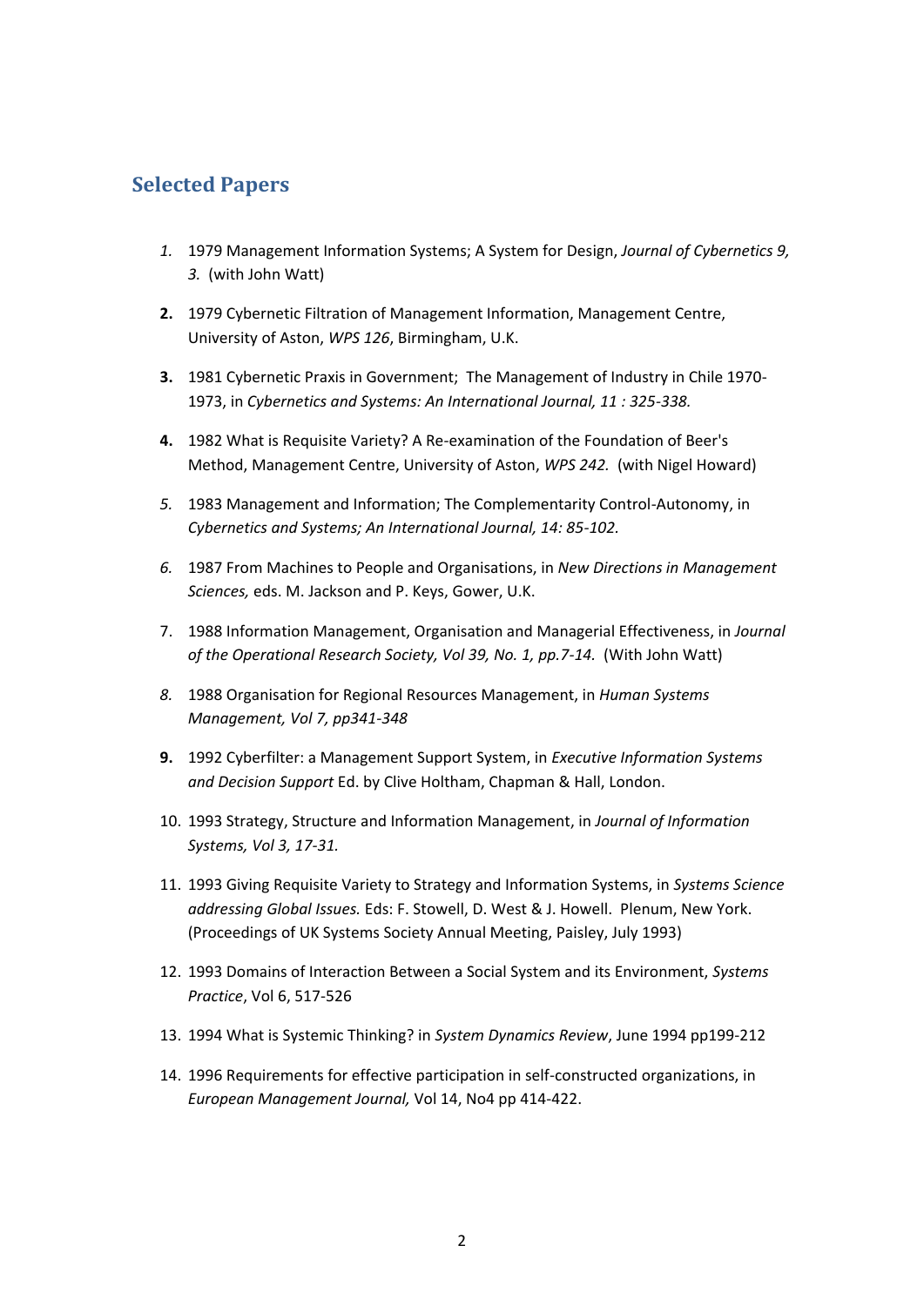## Selected Papers

1. 1979 Management Information Systems; A System for Design, *Journal of Cybernetics 9, 3.* (with John Watt)
2. 1979 Cybernetic Filtration of Management Information, Management Centre, University of Aston, *WPS 126*, Birmingham, U.K.
3. 1981 Cybernetic Praxis in Government; The Management of Industry in Chile 1970-1973, in *Cybernetics and Systems: An International Journal, 11 : 325-338.*
4. 1982 What is Requisite Variety? A Re-examination of the Foundation of Beer's Method, Management Centre, University of Aston, *WPS 242.* (with Nigel Howard)
5. 1983 Management and Information; The Complementarity Control-Autonomy, in *Cybernetics and Systems; An International Journal, 14: 85-102.*
6. 1987 From Machines to People and Organisations, in *New Directions in Management Sciences,* eds. M. Jackson and P. Keys, Gower, U.K.
7. 1988 Information Management, Organisation and Managerial Effectiveness, in *Journal of the Operational Research Society, Vol 39, No. 1, pp.7-14.* (With John Watt)
8. 1988 Organisation for Regional Resources Management, in *Human Systems Management, Vol 7, pp341-348*
9. 1992 Cyberfilter: a Management Support System, in *Executive Information Systems and Decision Support* Ed. by Clive Holtham, Chapman & Hall, London.
10. 1993 Strategy, Structure and Information Management, in *Journal of Information Systems, Vol 3, 17-31.*
11. 1993 Giving Requisite Variety to Strategy and Information Systems, in *Systems Science addressing Global Issues.* Eds: F. Stowell, D. West & J. Howell. Plenum, New York. (Proceedings of UK Systems Society Annual Meeting, Paisley, July 1993)
12. 1993 Domains of Interaction Between a Social System and its Environment, *Systems Practice*, Vol 6, 517-526
13. 1994 What is Systemic Thinking? in *System Dynamics Review*, June 1994 pp199-212
14. 1996 Requirements for effective participation in self-constructed organizations, in *European Management Journal,* Vol 14, No4 pp 414-422.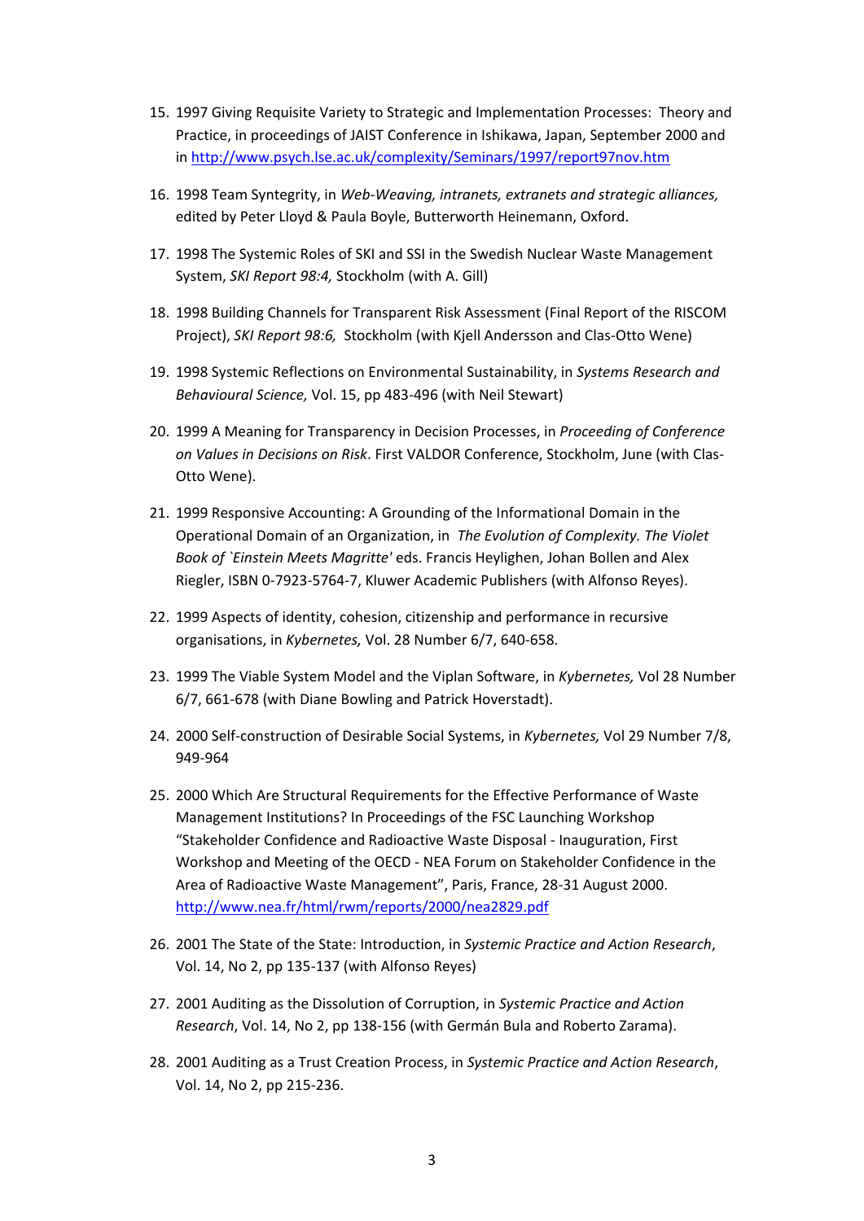15. 1997 Giving Requisite Variety to Strategic and Implementation Processes: Theory and Practice, in proceedings of JAIST Conference in Ishikawa, Japan, September 2000 and in http://www.psych.lse.ac.uk/complexity/Seminars/1997/report97nov.htm

16. 1998 Team Syntegrity, in *Web-Weaving, intranets, extranets and strategic alliances,* edited by Peter Lloyd & Paula Boyle, Butterworth Heinemann, Oxford.

17. 1998 The Systemic Roles of SKI and SSI in the Swedish Nuclear Waste Management System, *SKI Report 98:4,* Stockholm (with A. Gill)

18. 1998 Building Channels for Transparent Risk Assessment (Final Report of the RISCOM Project), *SKI Report 98:6,* Stockholm (with Kjell Andersson and Clas-Otto Wene)

19. 1998 Systemic Reflections on Environmental Sustainability, in *Systems Research and Behavioural Science,* Vol. 15, pp 483-496 (with Neil Stewart)

20. 1999 A Meaning for Transparency in Decision Processes, in *Proceeding of Conference on Values in Decisions on Risk*. First VALDOR Conference, Stockholm, June (with Clas-Otto Wene).

21. 1999 Responsive Accounting: A Grounding of the Informational Domain in the Operational Domain of an Organization, in *The Evolution of Complexity. The Violet Book of `Einstein Meets Magritte'* eds. Francis Heylighen, Johan Bollen and Alex Riegler, ISBN 0-7923-5764-7, Kluwer Academic Publishers (with Alfonso Reyes).

22. 1999 Aspects of identity, cohesion, citizenship and performance in recursive organisations, in *Kybernetes,* Vol. 28 Number 6/7, 640-658.

23. 1999 The Viable System Model and the Viplan Software, in *Kybernetes,* Vol 28 Number 6/7, 661-678 (with Diane Bowling and Patrick Hoverstadt).

24. 2000 Self-construction of Desirable Social Systems, in *Kybernetes,* Vol 29 Number 7/8, 949-964

25. 2000 Which Are Structural Requirements for the Effective Performance of Waste Management Institutions? In Proceedings of the FSC Launching Workshop "Stakeholder Confidence and Radioactive Waste Disposal - Inauguration, First Workshop and Meeting of the OECD - NEA Forum on Stakeholder Confidence in the Area of Radioactive Waste Management", Paris, France, 28-31 August 2000. http://www.nea.fr/html/rwm/reports/2000/nea2829.pdf

26. 2001 The State of the State: Introduction, in *Systemic Practice and Action Research*, Vol. 14, No 2, pp 135-137 (with Alfonso Reyes)

27. 2001 Auditing as the Dissolution of Corruption, in *Systemic Practice and Action Research*, Vol. 14, No 2, pp 138-156 (with Germán Bula and Roberto Zarama).

28. 2001 Auditing as a Trust Creation Process, in *Systemic Practice and Action Research*, Vol. 14, No 2, pp 215-236.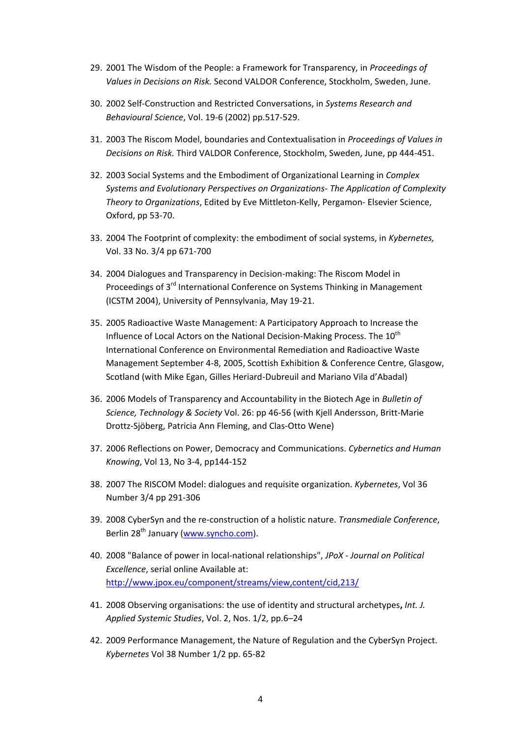29. 2001 The Wisdom of the People: a Framework for Transparency, in *Proceedings of Values in Decisions on Risk.* Second VALDOR Conference, Stockholm, Sweden, June.

30. 2002 Self-Construction and Restricted Conversations, in *Systems Research and Behavioural Science*, Vol. 19-6 (2002) pp.517-529.

31. 2003 The Riscom Model, boundaries and Contextualisation in *Proceedings of Values in Decisions on Risk.* Third VALDOR Conference, Stockholm, Sweden, June, pp 444-451.

32. 2003 Social Systems and the Embodiment of Organizational Learning in *Complex Systems and Evolutionary Perspectives on Organizations- The Application of Complexity Theory to Organizations*, Edited by Eve Mittleton-Kelly, Pergamon- Elsevier Science, Oxford, pp 53-70.

33. 2004 The Footprint of complexity: the embodiment of social systems, in *Kybernetes,* Vol. 33 No. 3/4 pp 671-700

34. 2004 Dialogues and Transparency in Decision-making: The Riscom Model in Proceedings of 3rd International Conference on Systems Thinking in Management (ICSTM 2004), University of Pennsylvania, May 19-21.

35. 2005 Radioactive Waste Management: A Participatory Approach to Increase the Influence of Local Actors on the National Decision-Making Process. The 10th International Conference on Environmental Remediation and Radioactive Waste Management September 4-8, 2005, Scottish Exhibition & Conference Centre, Glasgow, Scotland (with Mike Egan, Gilles Heriard-Dubreuil and Mariano Vila d'Abadal)

36. 2006 Models of Transparency and Accountability in the Biotech Age in *Bulletin of Science, Technology & Society* Vol. 26: pp 46-56 (with Kjell Andersson, Britt-Marie Drottz-Sjöberg, Patricia Ann Fleming, and Clas-Otto Wene)

37. 2006 Reflections on Power, Democracy and Communications. *Cybernetics and Human Knowing*, Vol 13, No 3-4, pp144-152

38. 2007 The RISCOM Model: dialogues and requisite organization. *Kybernetes*, Vol 36 Number 3/4 pp 291-306

39. 2008 CyberSyn and the re-construction of a holistic nature. *Transmediale Conference*, Berlin 28th January (www.syncho.com).

40. 2008 "Balance of power in local-national relationships", *JPoX - Journal on Political Excellence*, serial online Available at: http://www.jpox.eu/component/streams/view,content/cid,213/

41. 2008 Observing organisations: the use of identity and structural archetypes**,** *Int. J. Applied Systemic Studies*, Vol. 2, Nos. 1/2, pp.6–24

42. 2009 Performance Management, the Nature of Regulation and the CyberSyn Project. *Kybernetes* Vol 38 Number 1/2 pp. 65-82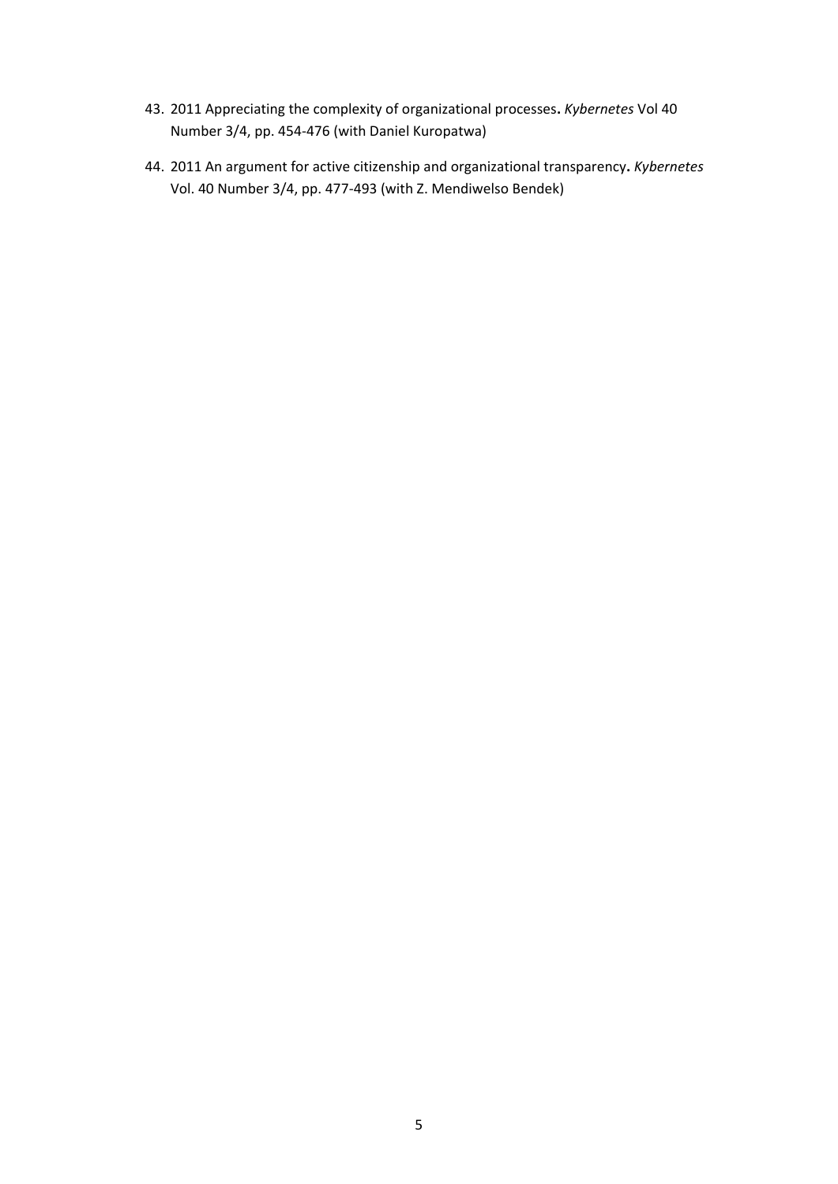43. 2011 Appreciating the complexity of organizational processes**.** *Kybernetes* Vol 40 Number 3/4, pp. 454-476 (with Daniel Kuropatwa)

44. 2011 An argument for active citizenship and organizational transparency**.** *Kybernetes* Vol. 40 Number 3/4, pp. 477-493 (with Z. Mendiwelso Bendek)